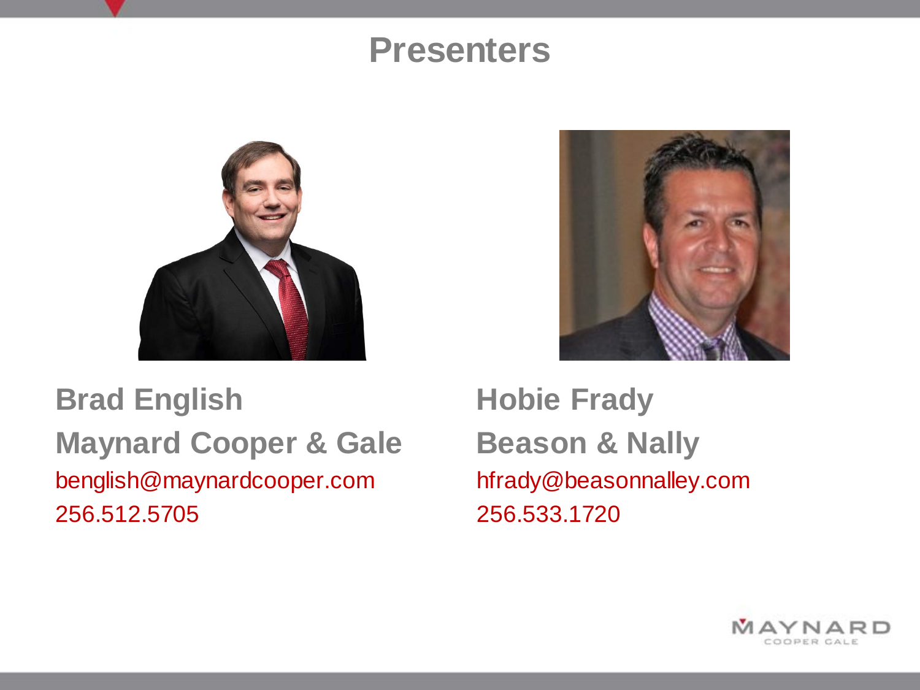# Presenters

**Brad English**
**Maynard Cooper & Gale**
benglish@maynardcooper.com
256.512.5705

**Hobie Frady**
**Beason & Nally**
hfrady@beasonnalley.com
256.533.1720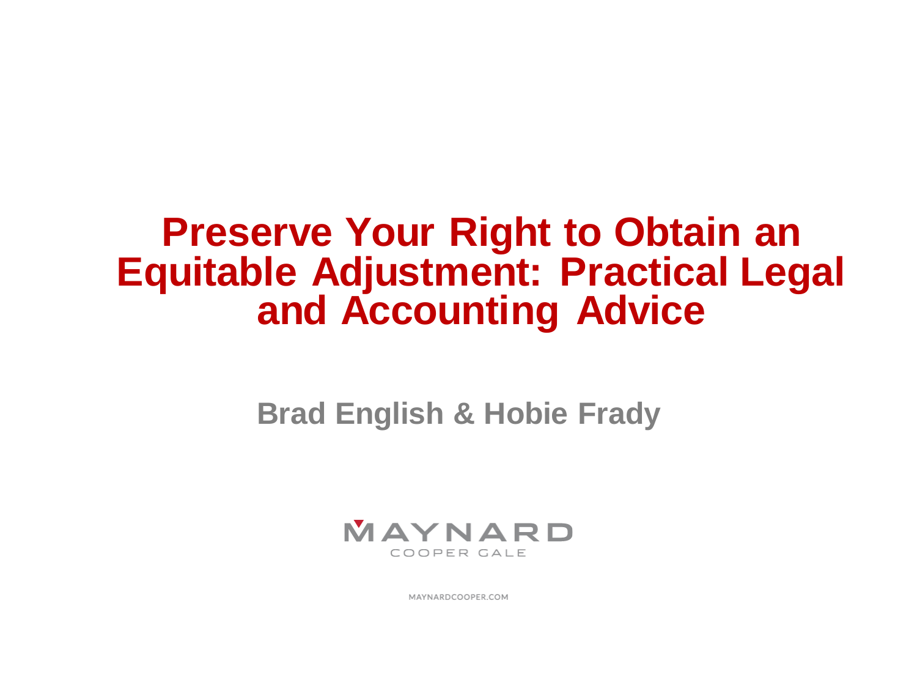# Preserve Your Right to Obtain an Equitable Adjustment: Practical Legal and Accounting Advice

**Brad English & Hobie Frady**

MAYNARD
COOPER GALE

MAYNARDCOOPER.COM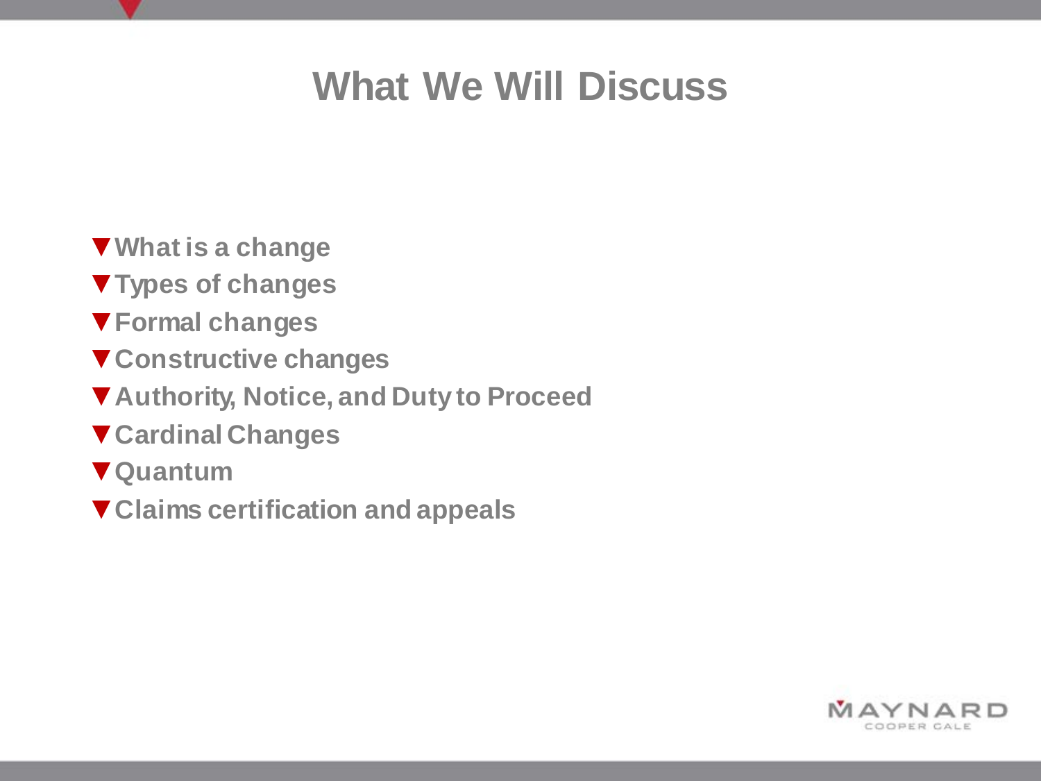# What We Will Discuss

- What is a change
- Types of changes
- Formal changes
- Constructive changes
- Authority, Notice, and Duty to Proceed
- Cardinal Changes
- Quantum
- Claims certification and appeals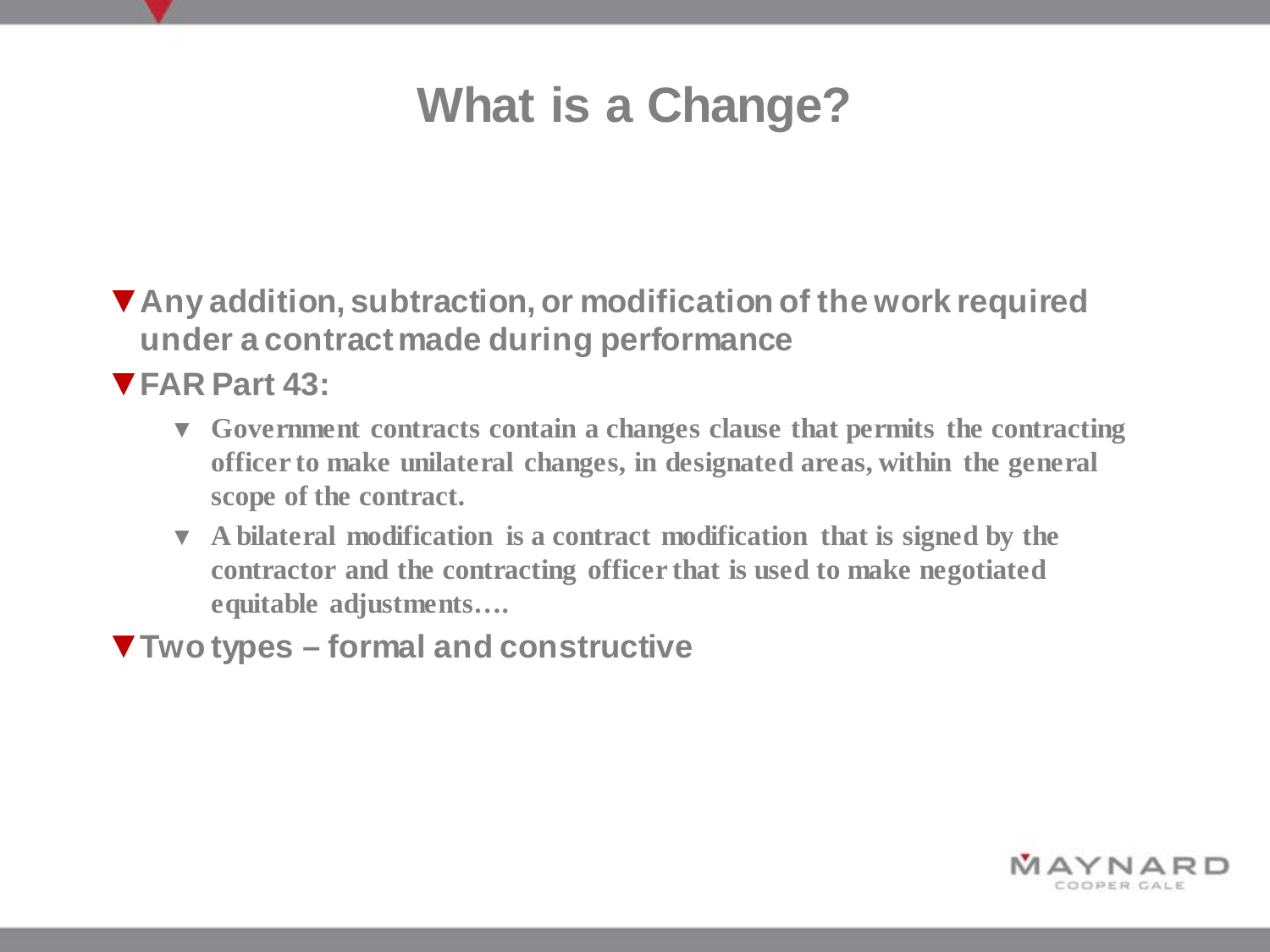# What is a Change?

- **Any addition, subtraction, or modification of the work required under a contract made during performance**
- **FAR Part 43:**
  - **Government contracts contain a changes clause that permits the contracting officer to make unilateral changes, in designated areas, within the general scope of the contract.**
  - **A bilateral modification is a contract modification that is signed by the contractor and the contracting officer that is used to make negotiated equitable adjustments….**
- **Two types – formal and constructive**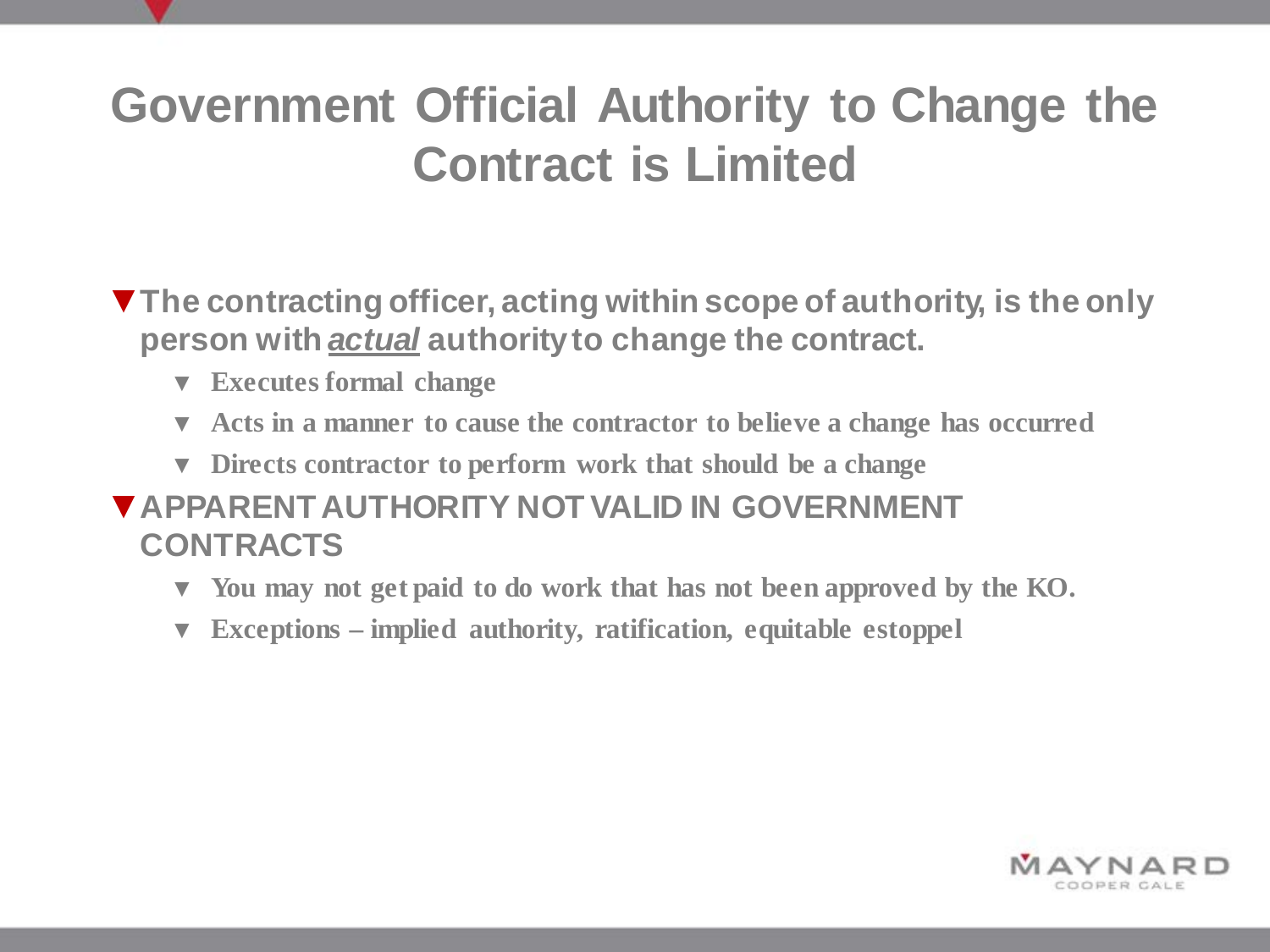# Government Official Authority to Change the Contract is Limited

- **The contracting officer, acting within scope of authority, is the only person with *actual* authority to change the contract.**
  - **Executes formal change**
  - **Acts in a manner to cause the contractor to believe a change has occurred**
  - **Directs contractor to perform work that should be a change**
- **APPARENT AUTHORITY NOT VALID IN GOVERNMENT CONTRACTS**
  - **You may not get paid to do work that has not been approved by the KO.**
  - **Exceptions – implied authority, ratification, equitable estoppel**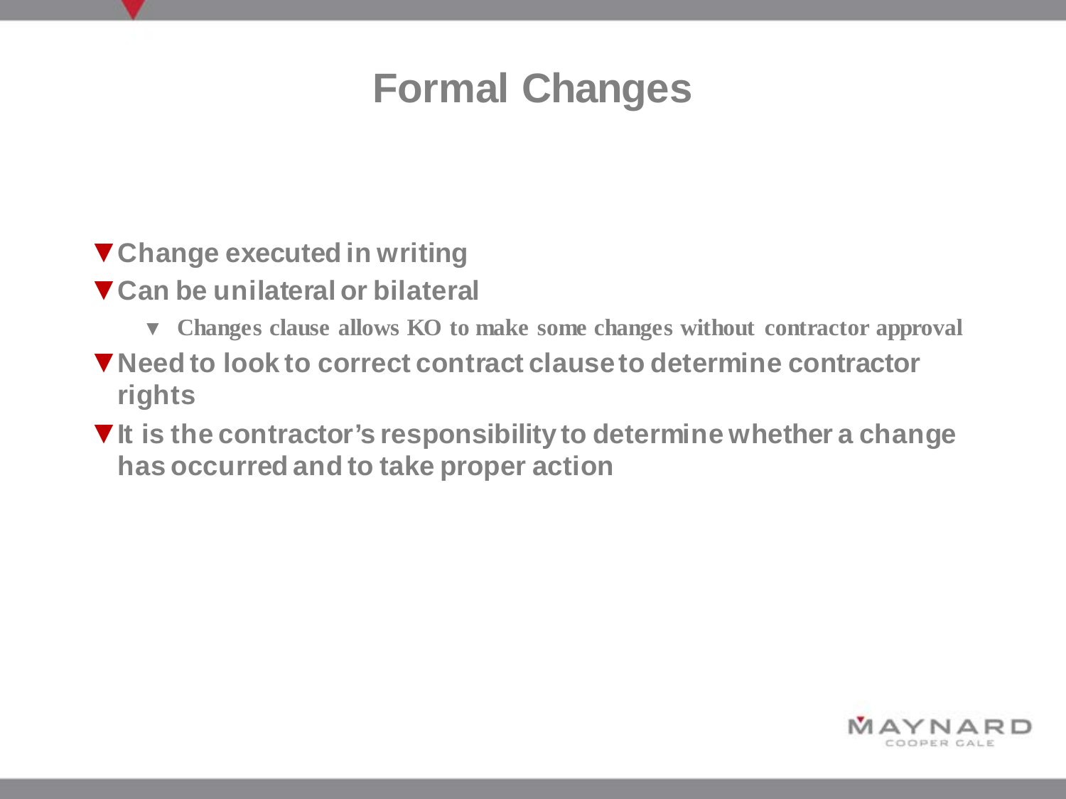# Formal Changes

- Change executed in writing
- Can be unilateral or bilateral
  - Changes clause allows KO to make some changes without contractor approval
- Need to look to correct contract clause to determine contractor rights
- It is the contractor's responsibility to determine whether a change has occurred and to take proper action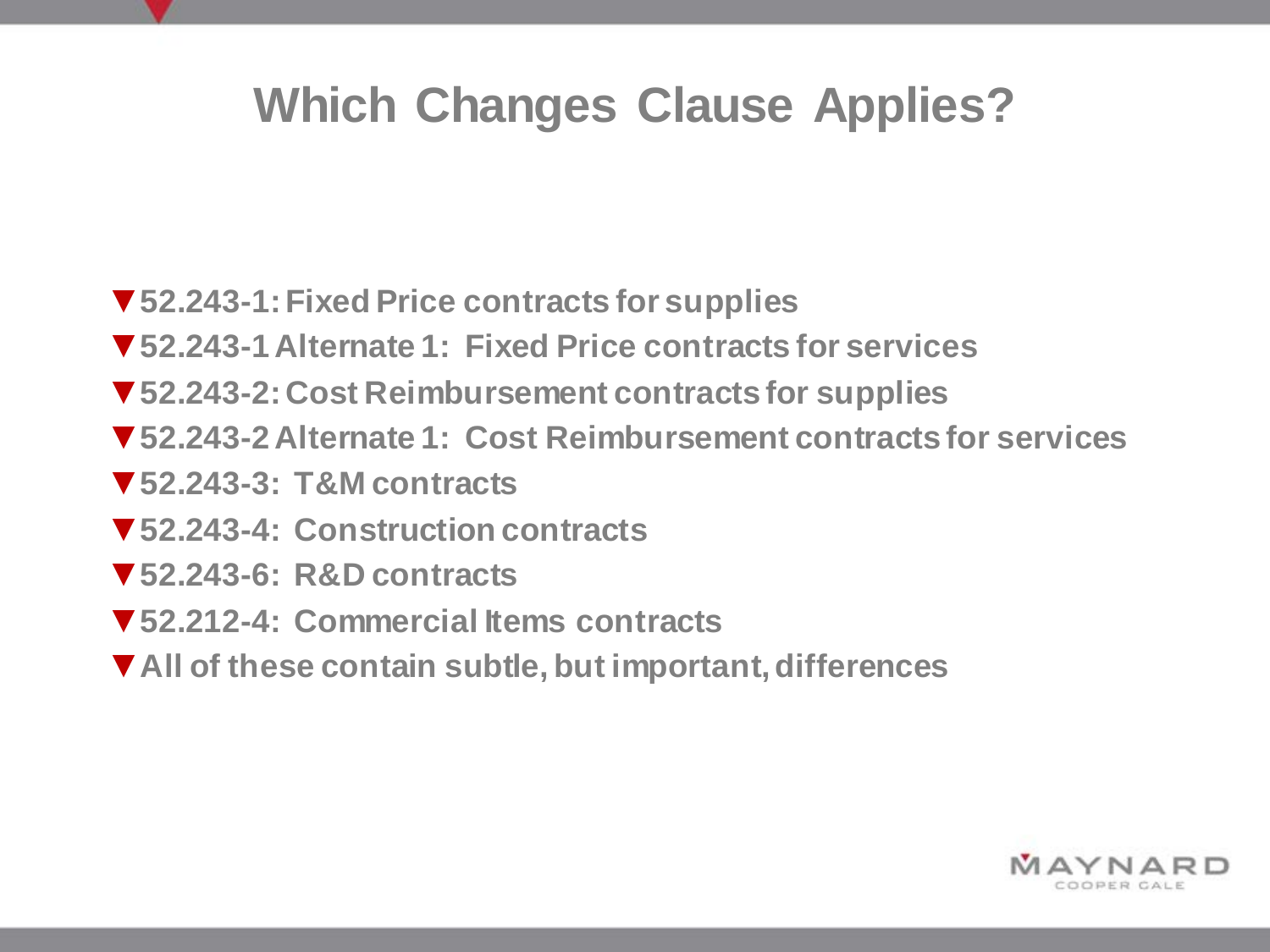# Which Changes Clause Applies?

- **52.243-1: Fixed Price contracts for supplies**
- **52.243-1 Alternate 1: Fixed Price contracts for services**
- **52.243-2: Cost Reimbursement contracts for supplies**
- **52.243-2 Alternate 1: Cost Reimbursement contracts for services**
- **52.243-3: T&M contracts**
- **52.243-4: Construction contracts**
- **52.243-6: R&D contracts**
- **52.212-4: Commercial Items contracts**
- **All of these contain subtle, but important, differences**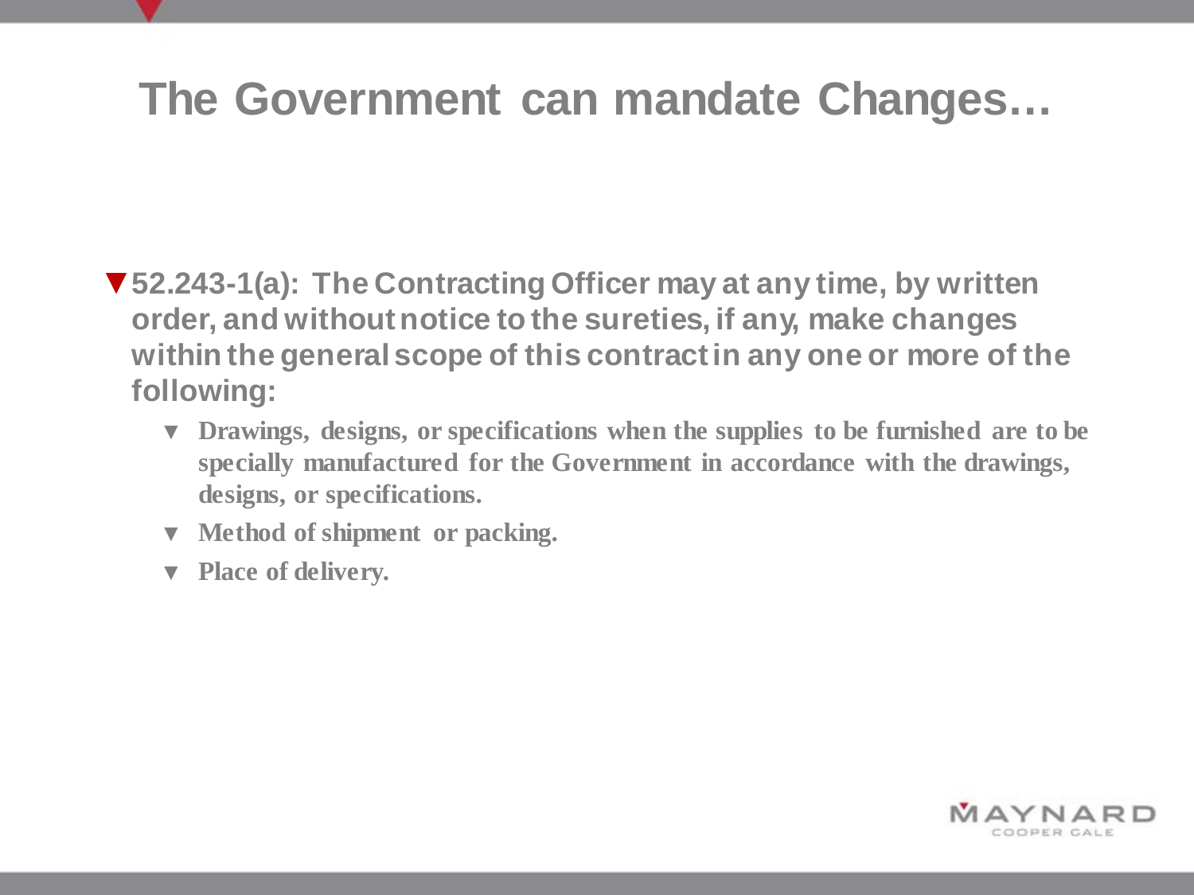# The Government can mandate Changes…

- **52.243-1(a): The Contracting Officer may at any time, by written order, and without notice to the sureties, if any, make changes within the general scope of this contract in any one or more of the following:**
  - **Drawings, designs, or specifications when the supplies to be furnished are to be specially manufactured for the Government in accordance with the drawings, designs, or specifications.**
  - **Method of shipment or packing.**
  - **Place of delivery.**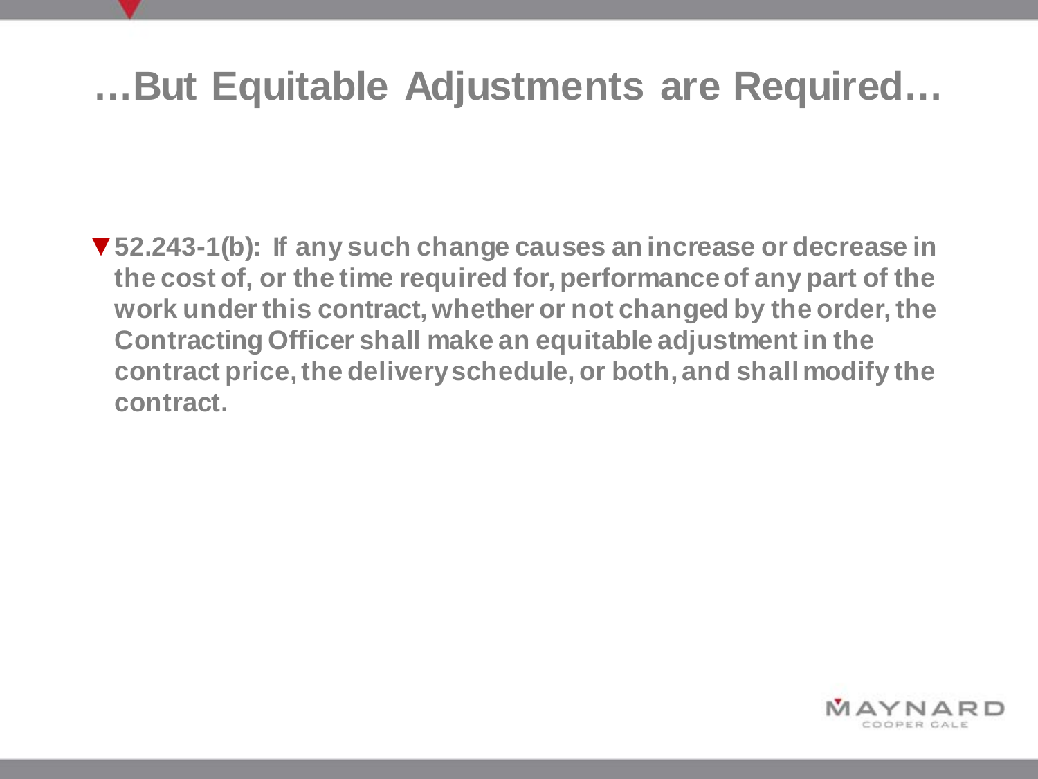# …But Equitable Adjustments are Required…

- **52.243-1(b): If any such change causes an increase or decrease in the cost of, or the time required for, performance of any part of the work under this contract, whether or not changed by the order, the Contracting Officer shall make an equitable adjustment in the contract price, the delivery schedule, or both, and shall modify the contract.**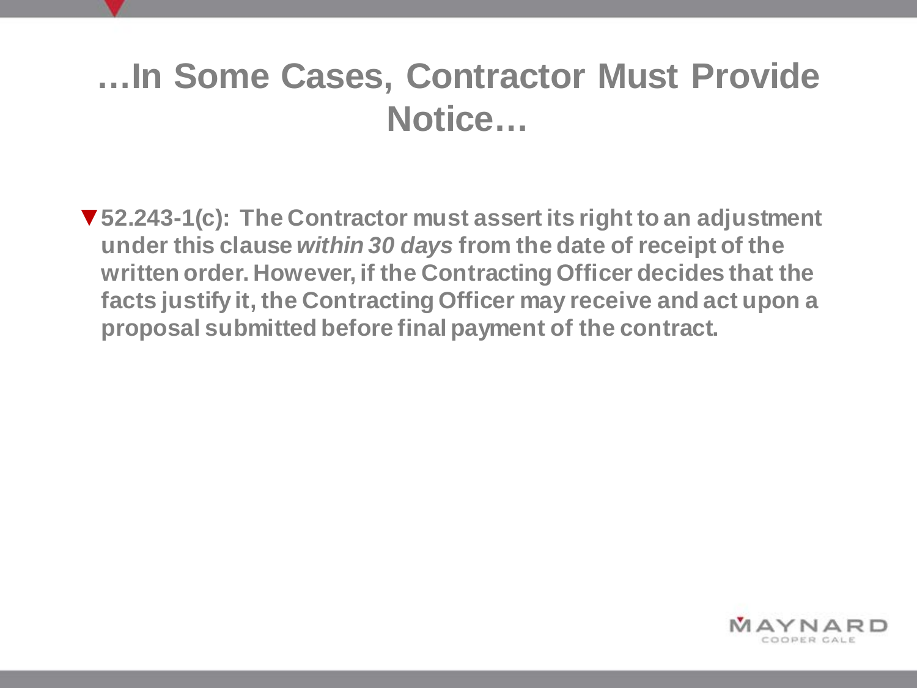# …In Some Cases, Contractor Must Provide Notice…

- **52.243-1(c): The Contractor must assert its right to an adjustment under this clause *within 30 days* from the date of receipt of the written order. However, if the Contracting Officer decides that the facts justify it, the Contracting Officer may receive and act upon a proposal submitted before final payment of the contract.**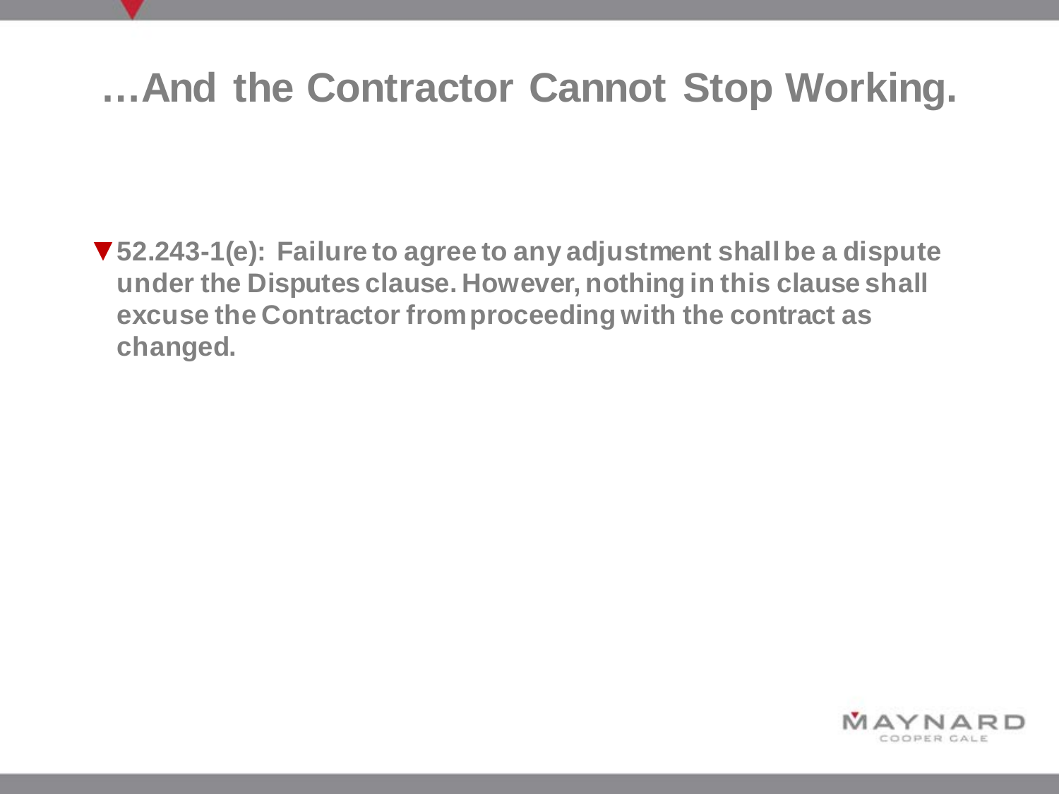# …And the Contractor Cannot Stop Working.

- **52.243-1(e): Failure to agree to any adjustment shall be a dispute under the Disputes clause. However, nothing in this clause shall excuse the Contractor from proceeding with the contract as changed.**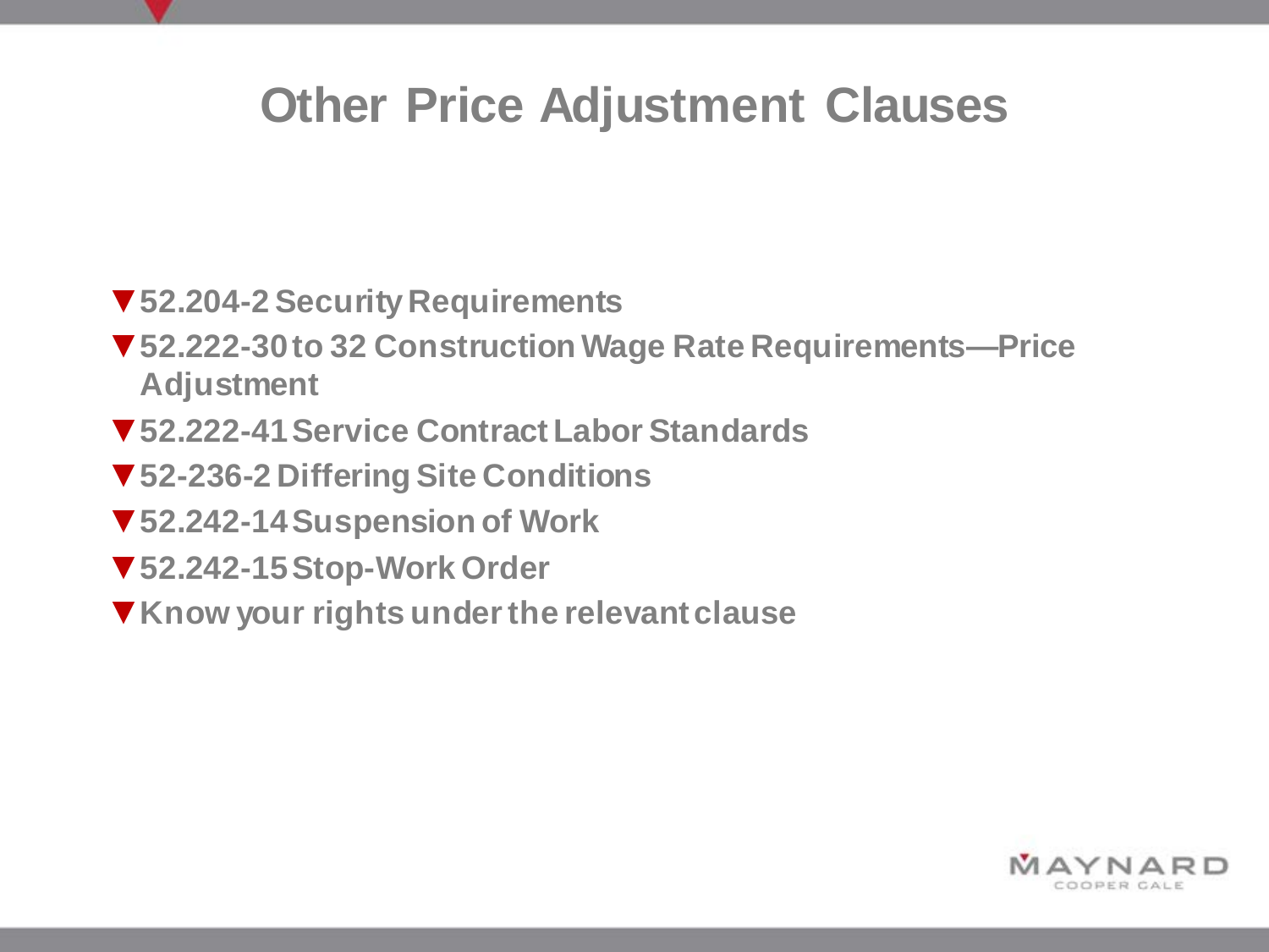# Other Price Adjustment Clauses

- **52.204-2 Security Requirements**
- **52.222-30 to 32 Construction Wage Rate Requirements—Price Adjustment**
- **52.222-41 Service Contract Labor Standards**
- **52-236-2 Differing Site Conditions**
- **52.242-14 Suspension of Work**
- **52.242-15 Stop-Work Order**
- **Know your rights under the relevant clause**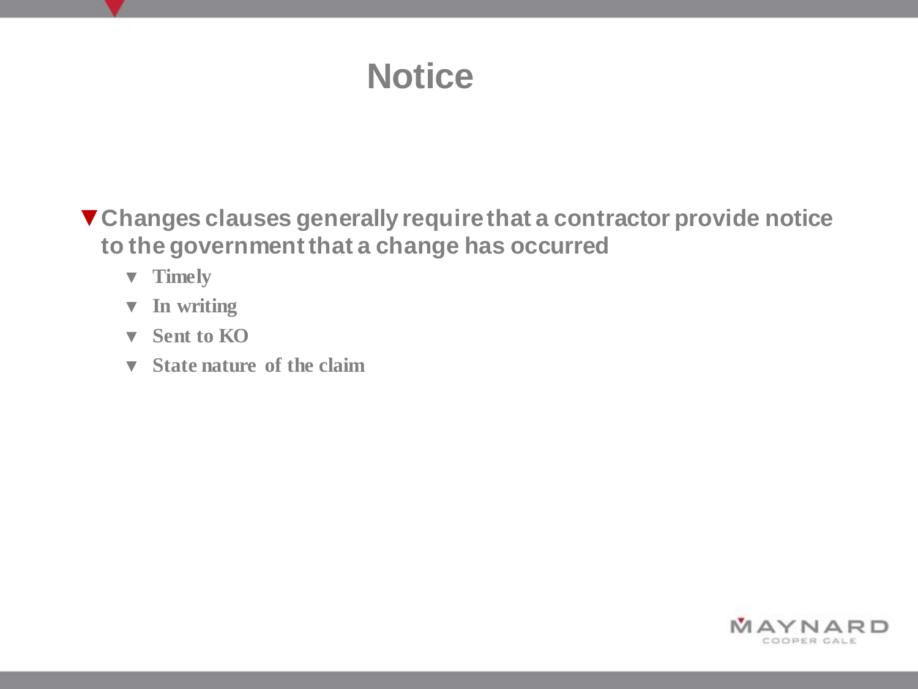# Notice

- **Changes clauses generally require that a contractor provide notice to the government that a change has occurred**
  - **Timely**
  - **In writing**
  - **Sent to KO**
  - **State nature of the claim**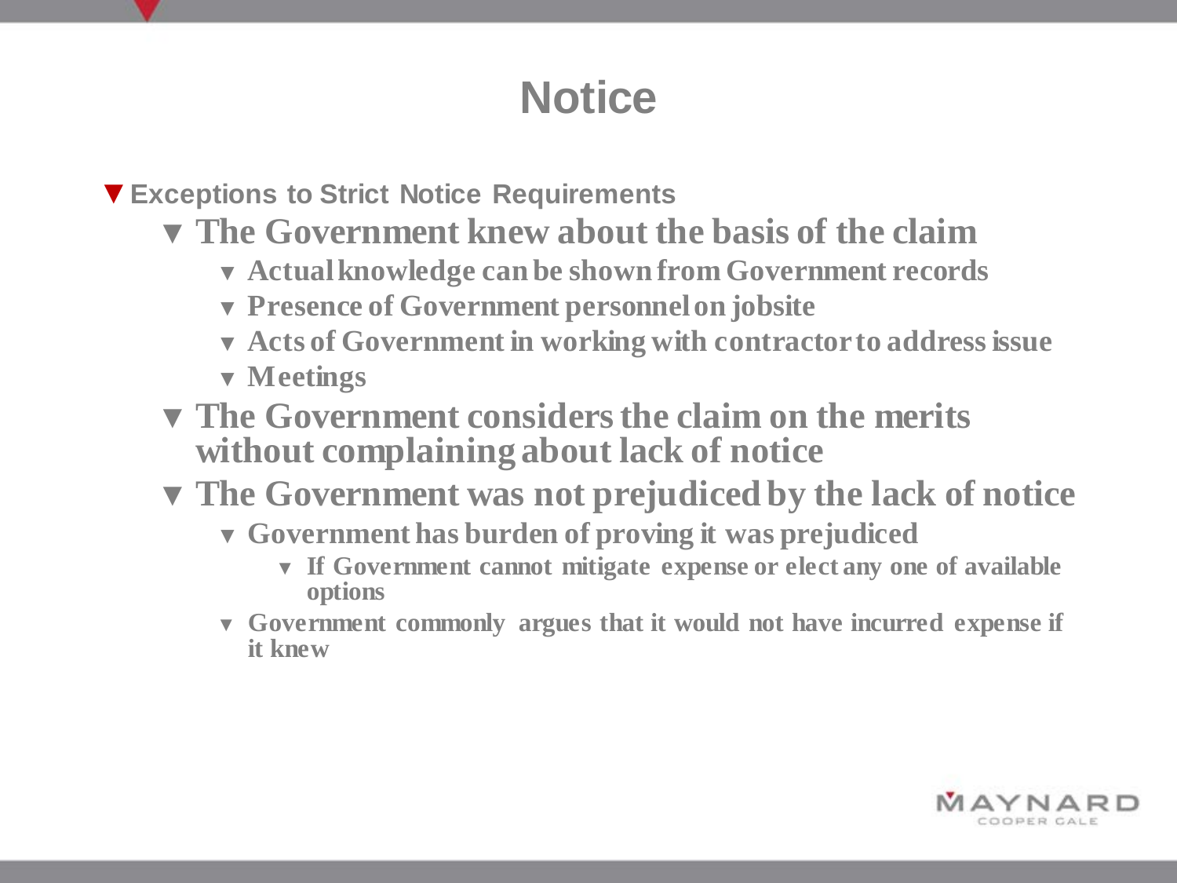# Notice

- **Exceptions to Strict Notice Requirements**
  - **The Government knew about the basis of the claim**
    - **Actual knowledge can be shown from Government records**
    - **Presence of Government personnel on jobsite**
    - **Acts of Government in working with contractor to address issue**
    - **Meetings**
  - **The Government considers the claim on the merits without complaining about lack of notice**
  - **The Government was not prejudiced by the lack of notice**
    - **Government has burden of proving it was prejudiced**
      - **If Government cannot mitigate expense or elect any one of available options**
    - **Government commonly argues that it would not have incurred expense if it knew**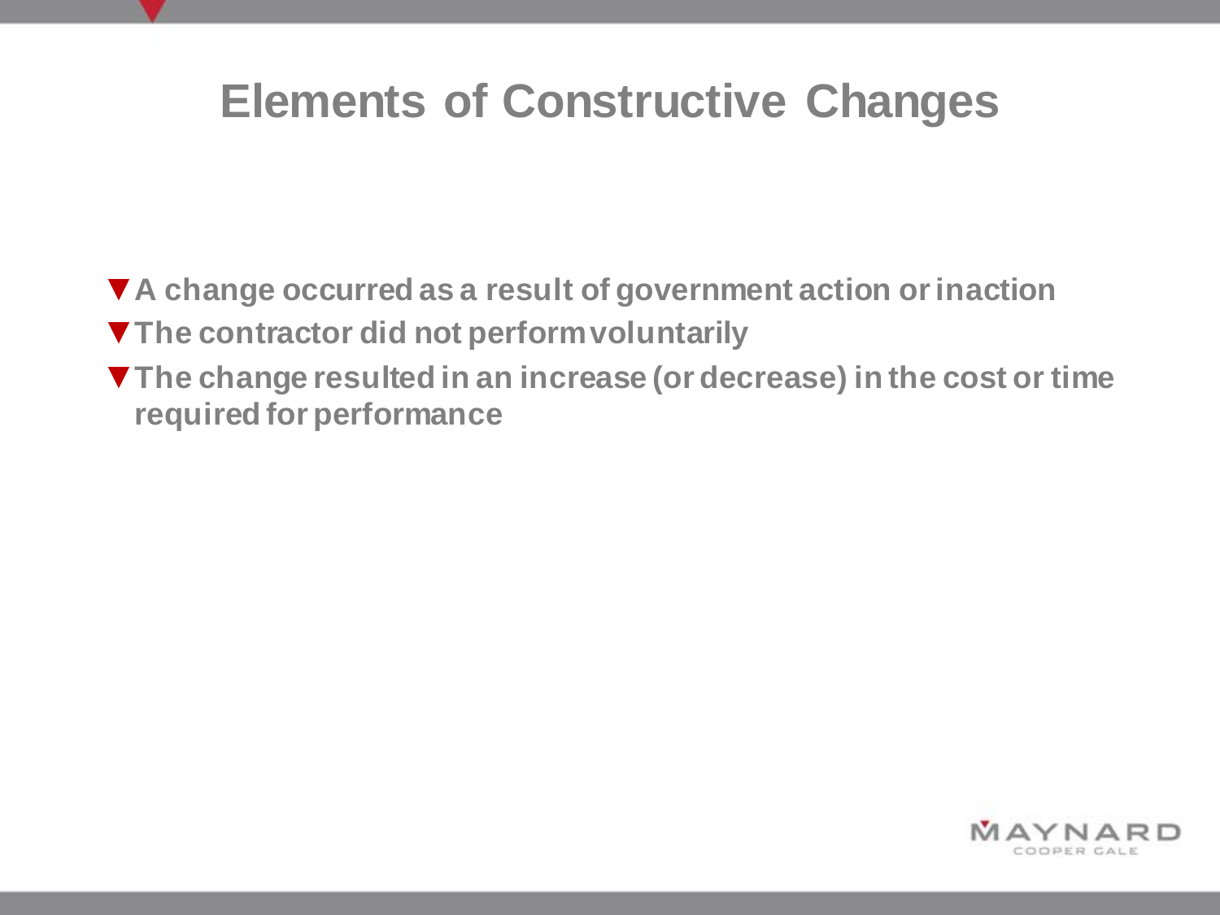# Elements of Constructive Changes

- A change occurred as a result of government action or inaction
- The contractor did not perform voluntarily
- The change resulted in an increase (or decrease) in the cost or time required for performance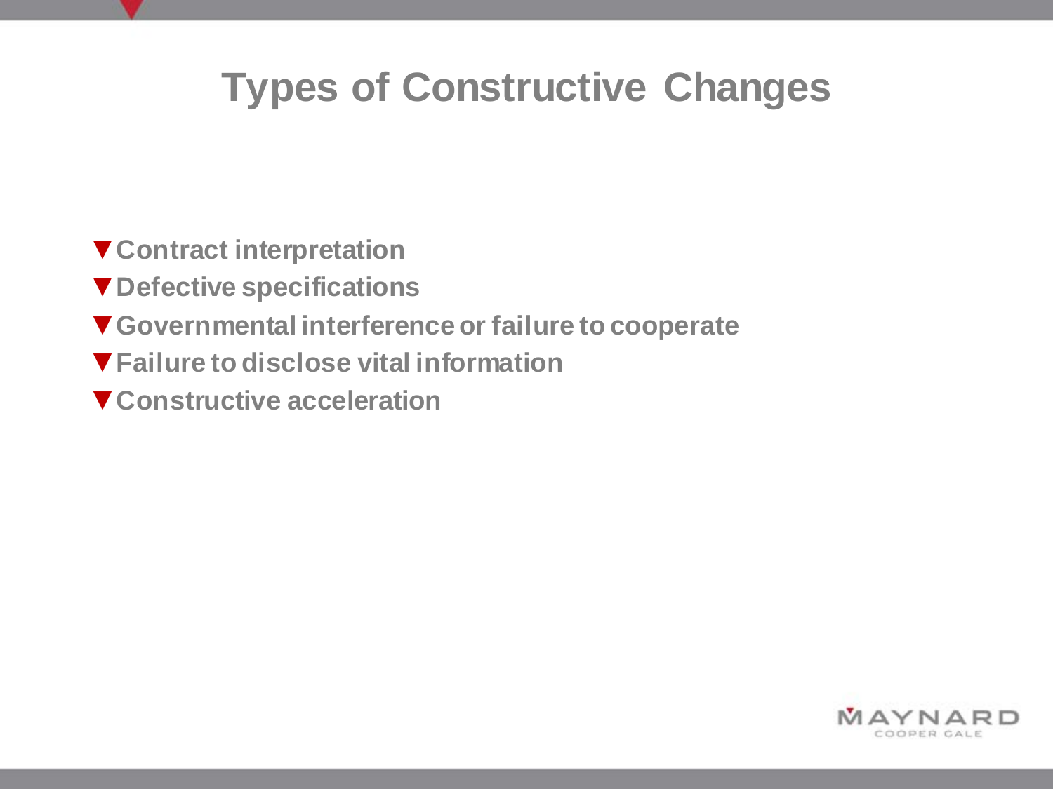# Types of Constructive Changes

- Contract interpretation
- Defective specifications
- Governmental interference or failure to cooperate
- Failure to disclose vital information
- Constructive acceleration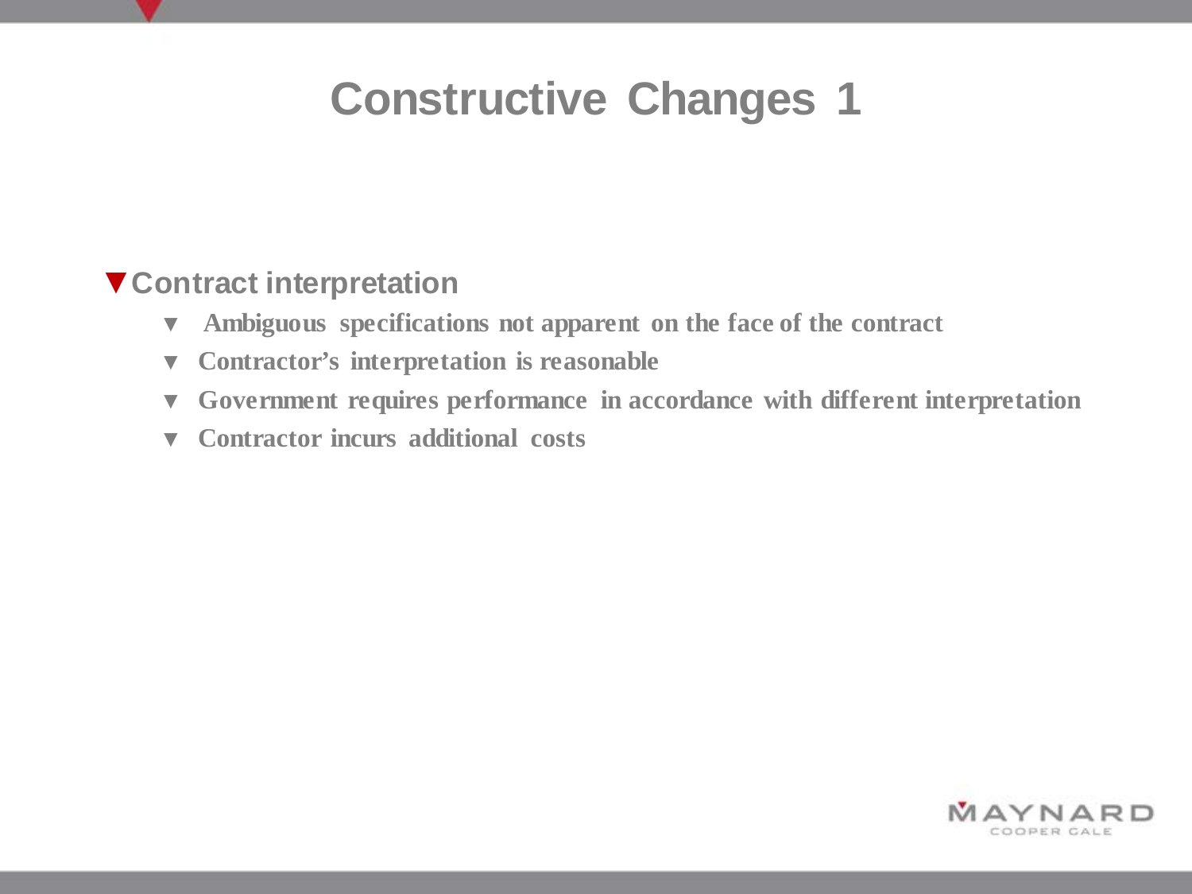# Constructive Changes 1

- **Contract interpretation**
  - **Ambiguous specifications not apparent on the face of the contract**
  - **Contractor's interpretation is reasonable**
  - **Government requires performance in accordance with different interpretation**
  - **Contractor incurs additional costs**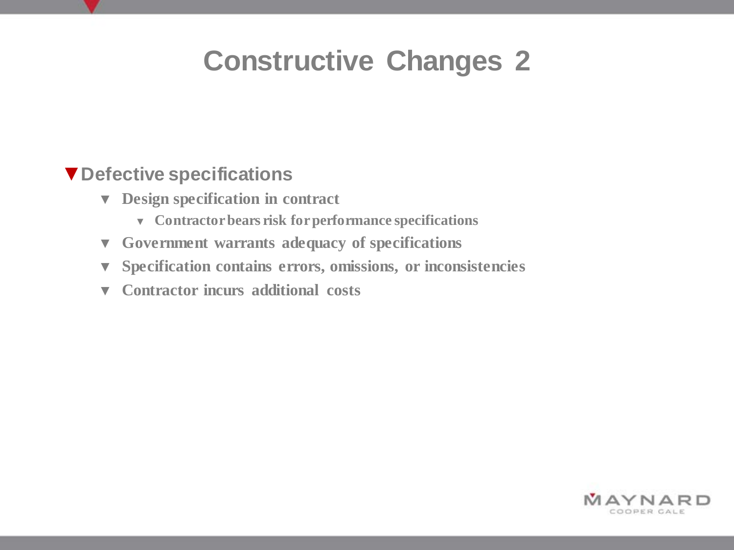# Constructive Changes 2

- **Defective specifications**
  - **Design specification in contract**
    - **Contractor bears risk for performance specifications**
  - **Government warrants adequacy of specifications**
  - **Specification contains errors, omissions, or inconsistencies**
  - **Contractor incurs additional costs**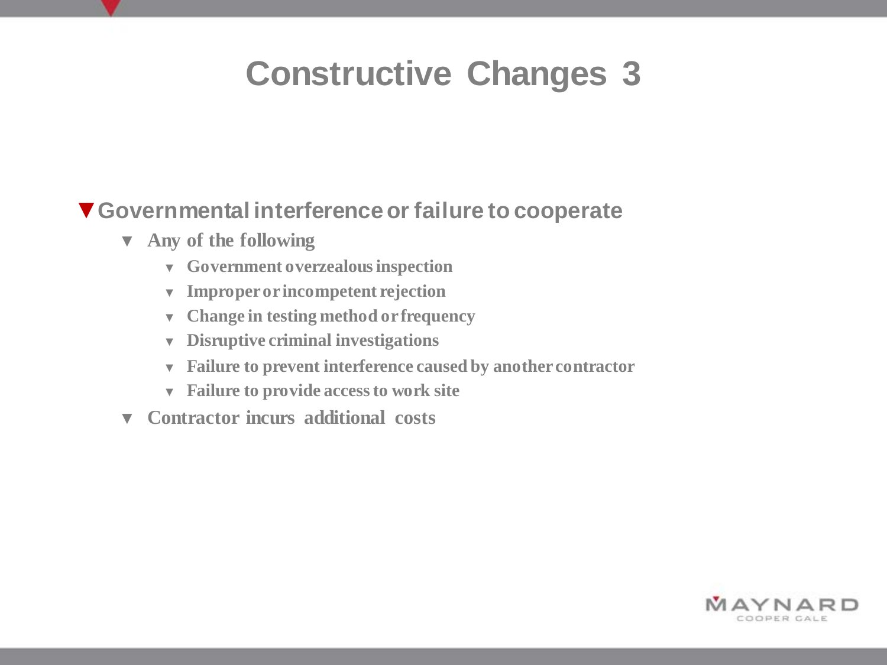# Constructive Changes 3

- **Governmental interference or failure to cooperate**
  - **Any of the following**
    - **Government overzealous inspection**
    - **Improper or incompetent rejection**
    - **Change in testing method or frequency**
    - **Disruptive criminal investigations**
    - **Failure to prevent interference caused by another contractor**
    - **Failure to provide access to work site**
  - **Contractor incurs additional costs**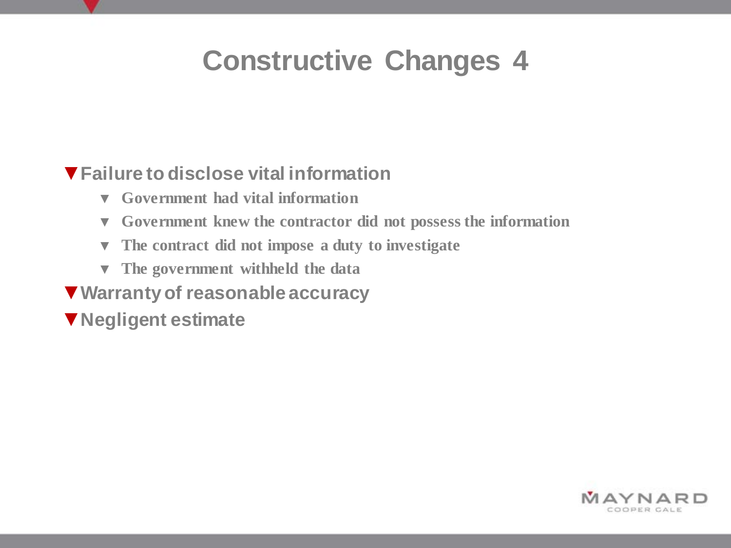# Constructive Changes 4

- **Failure to disclose vital information**
  - **Government had vital information**
  - **Government knew the contractor did not possess the information**
  - **The contract did not impose a duty to investigate**
  - **The government withheld the data**
- **Warranty of reasonable accuracy**
- **Negligent estimate**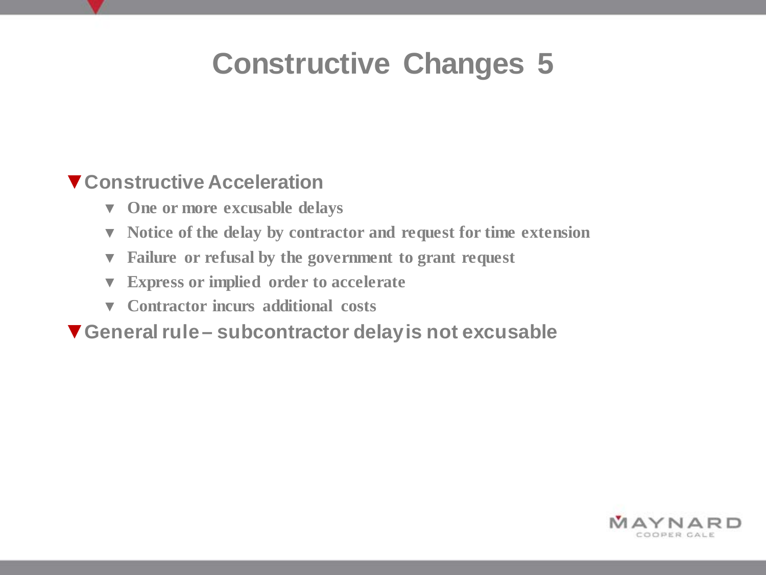# Constructive Changes 5

- **Constructive Acceleration**
  - One or more excusable delays
  - Notice of the delay by contractor and request for time extension
  - Failure or refusal by the government to grant request
  - Express or implied order to accelerate
  - Contractor incurs additional costs
- **General rule – subcontractor delay is not excusable**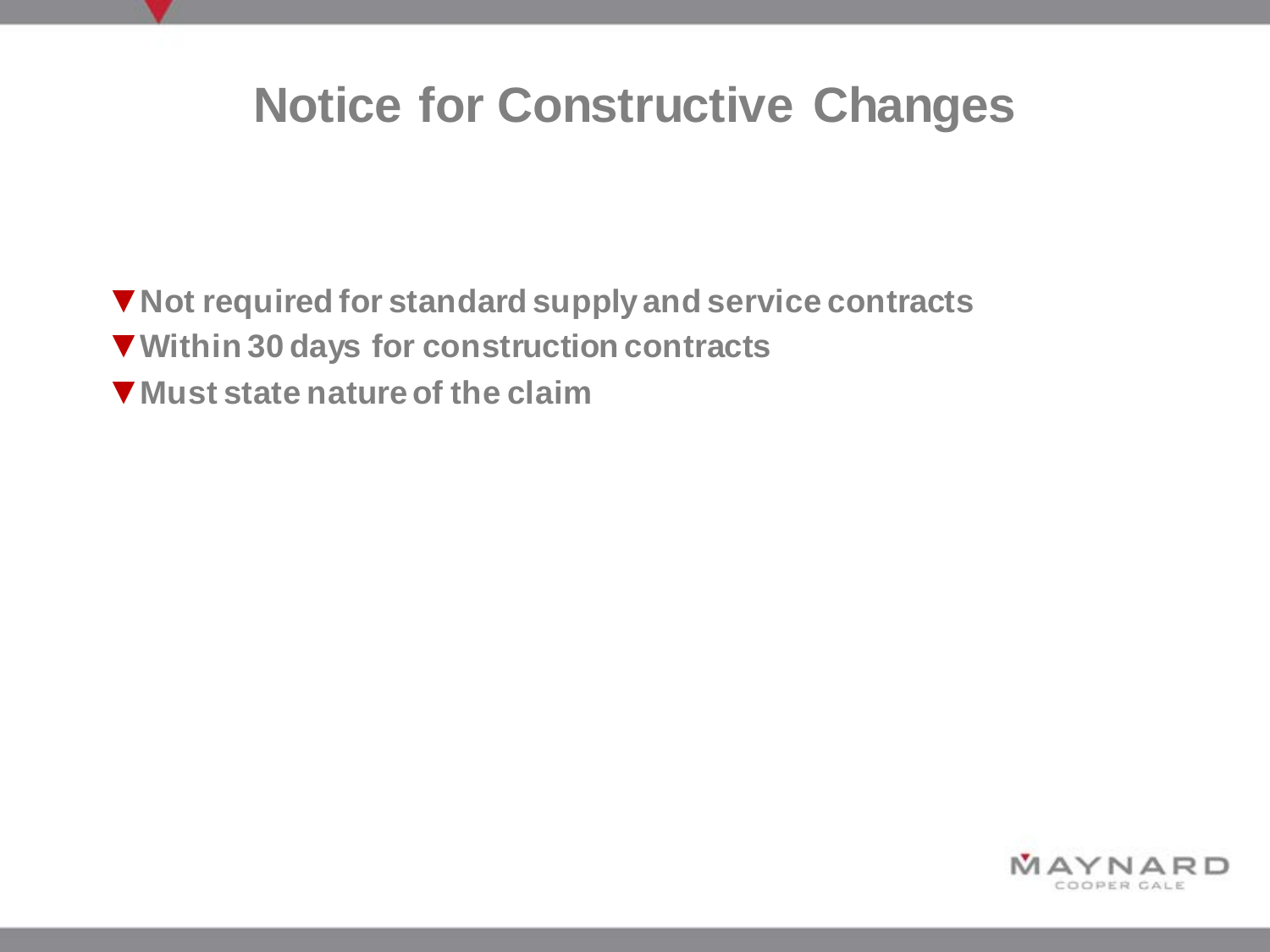# Notice for Constructive Changes

- **Not required for standard supply and service contracts**
- **Within 30 days for construction contracts**
- **Must state nature of the claim**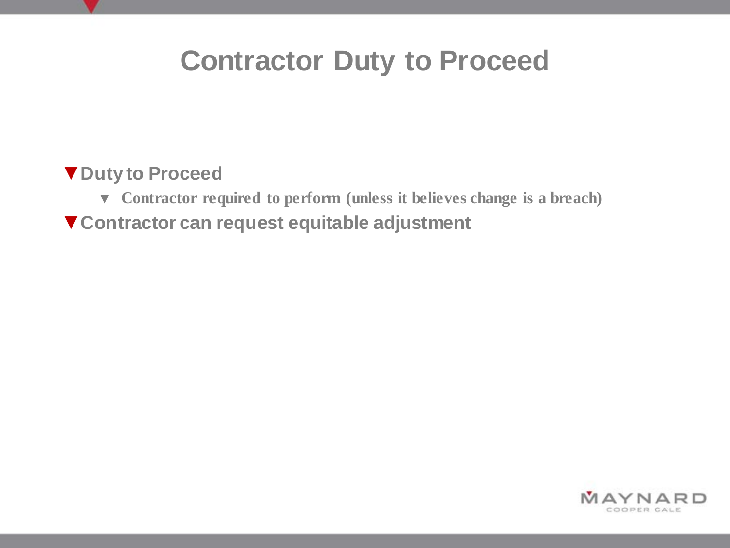# Contractor Duty to Proceed

- **Duty to Proceed**
  - **Contractor required to perform (unless it believes change is a breach)**
- **Contractor can request equitable adjustment**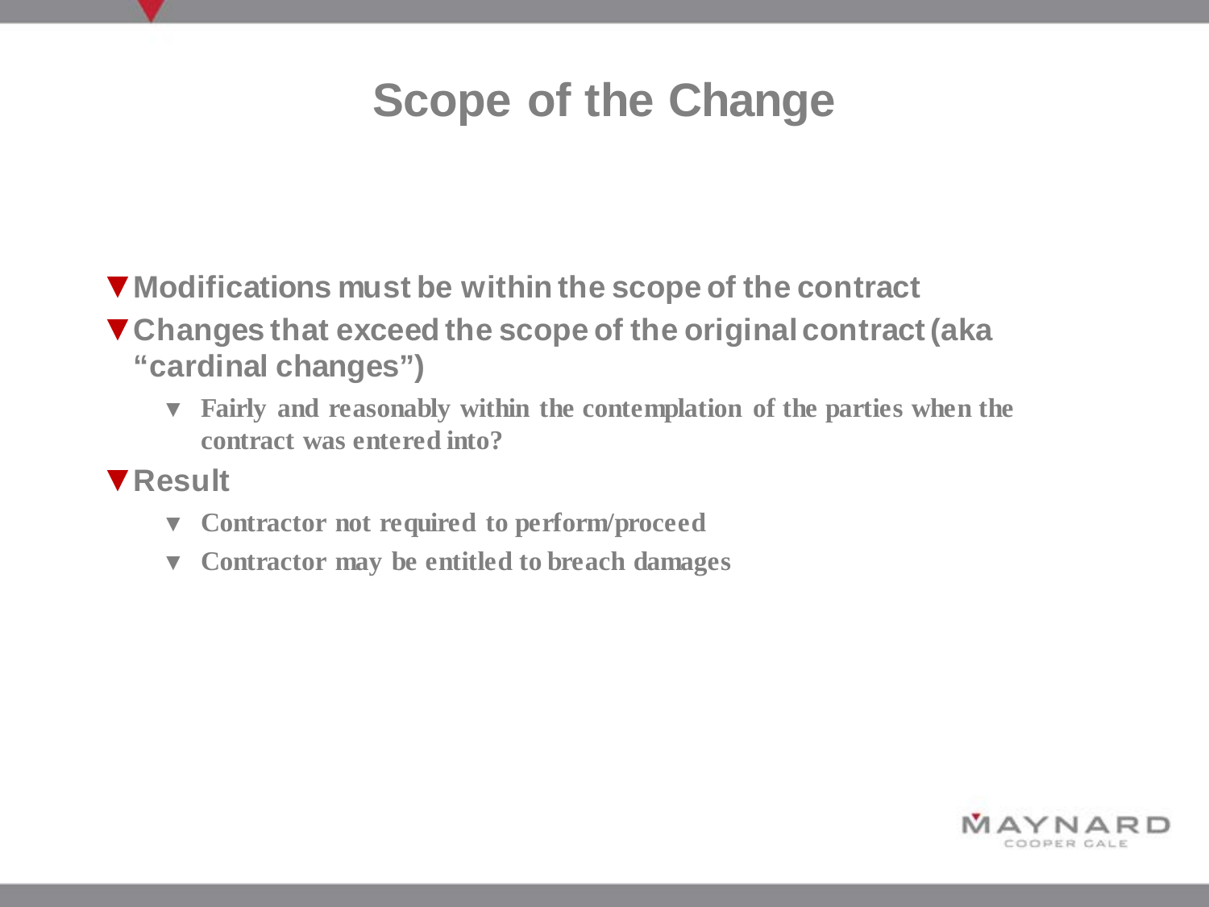# Scope of the Change

- Modifications must be within the scope of the contract
- Changes that exceed the scope of the original contract (aka "cardinal changes")
  - Fairly and reasonably within the contemplation of the parties when the contract was entered into?
- Result
  - Contractor not required to perform/proceed
  - Contractor may be entitled to breach damages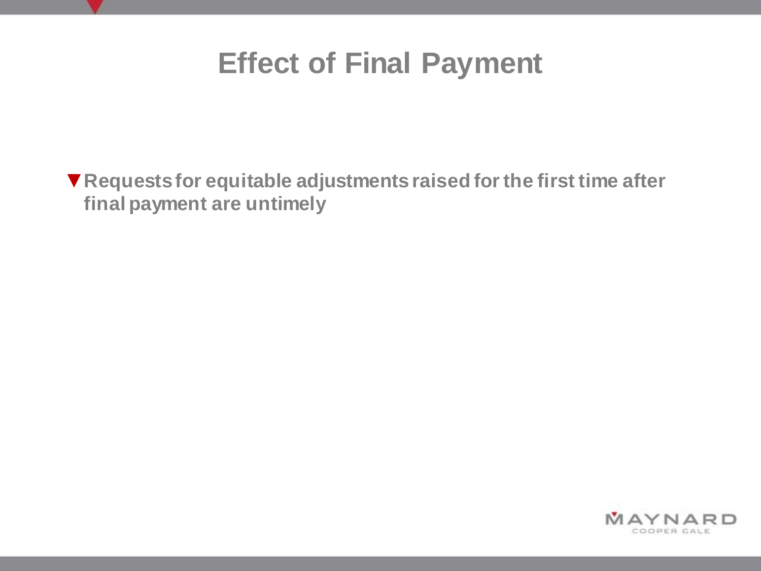# Effect of Final Payment

- Requests for equitable adjustments raised for the first time after final payment are untimely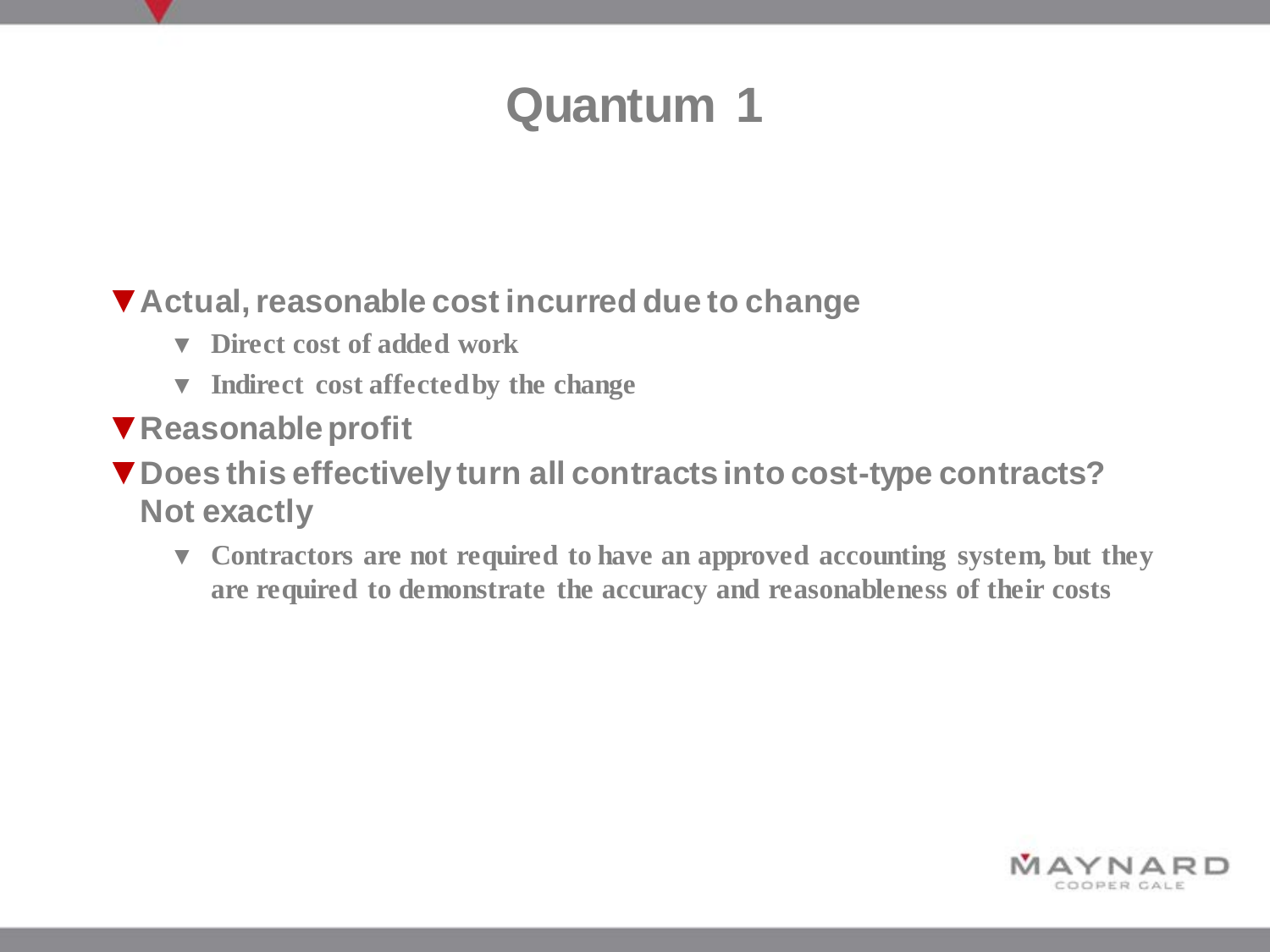# Quantum 1

- Actual, reasonable cost incurred due to change
  - Direct cost of added work
  - Indirect cost affected by the change
- Reasonable profit
- Does this effectively turn all contracts into cost-type contracts? Not exactly
  - Contractors are not required to have an approved accounting system, but they are required to demonstrate the accuracy and reasonableness of their costs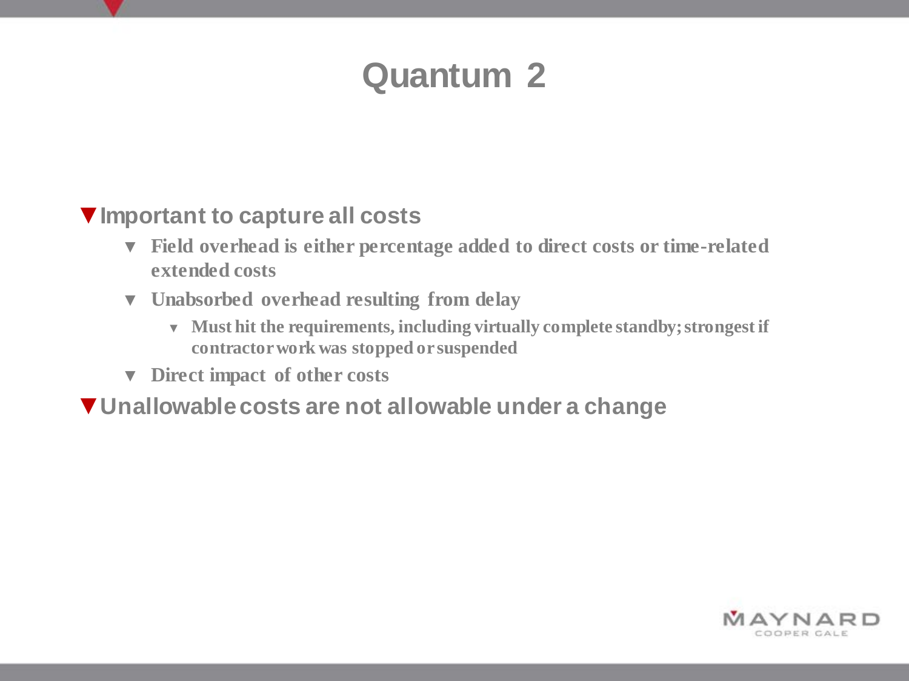# Quantum 2

- Important to capture all costs
  - Field overhead is either percentage added to direct costs or time-related extended costs
  - Unabsorbed overhead resulting from delay
    - Must hit the requirements, including virtually complete standby; strongest if contractor work was stopped or suspended
  - Direct impact of other costs
- Unallowable costs are not allowable under a change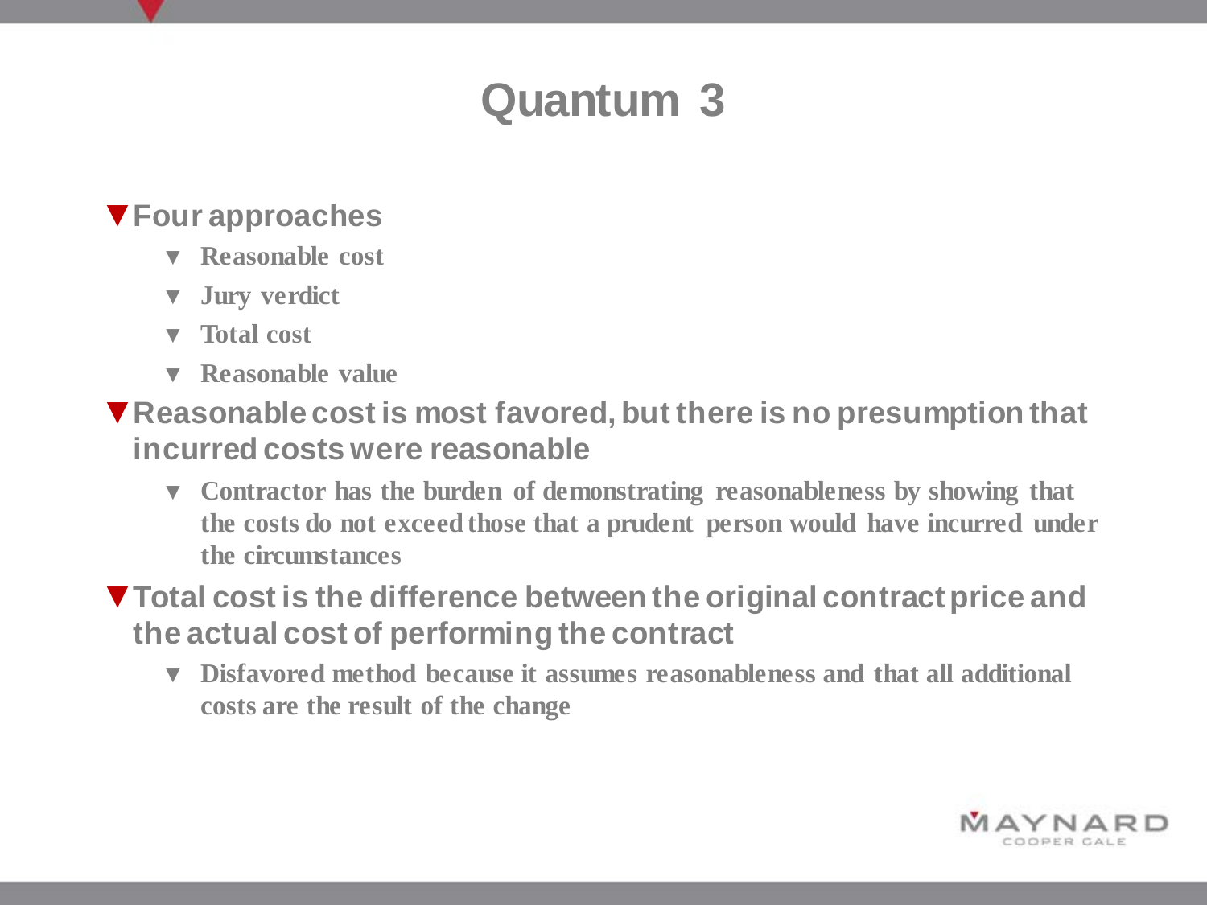# Quantum 3

- **Four approaches**
  - **Reasonable cost**
  - **Jury verdict**
  - **Total cost**
  - **Reasonable value**
- **Reasonable cost is most favored, but there is no presumption that incurred costs were reasonable**
  - **Contractor has the burden of demonstrating reasonableness by showing that the costs do not exceed those that a prudent person would have incurred under the circumstances**
- **Total cost is the difference between the original contract price and the actual cost of performing the contract**
  - **Disfavored method because it assumes reasonableness and that all additional costs are the result of the change**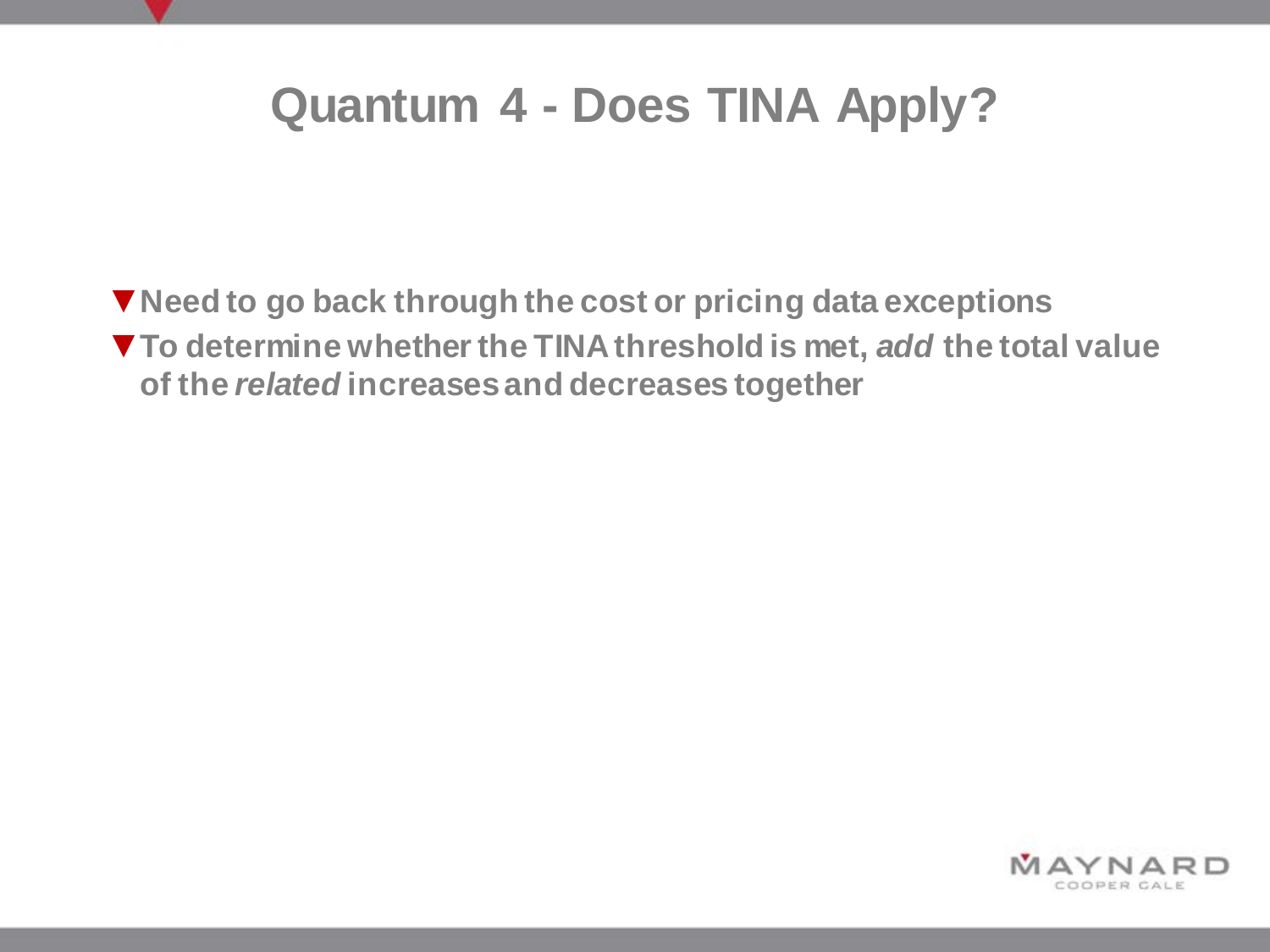# Quantum 4 - Does TINA Apply?

- **Need to go back through the cost or pricing data exceptions**
- **To determine whether the TINA threshold is met, *add* the total value of the *related* increases and decreases together**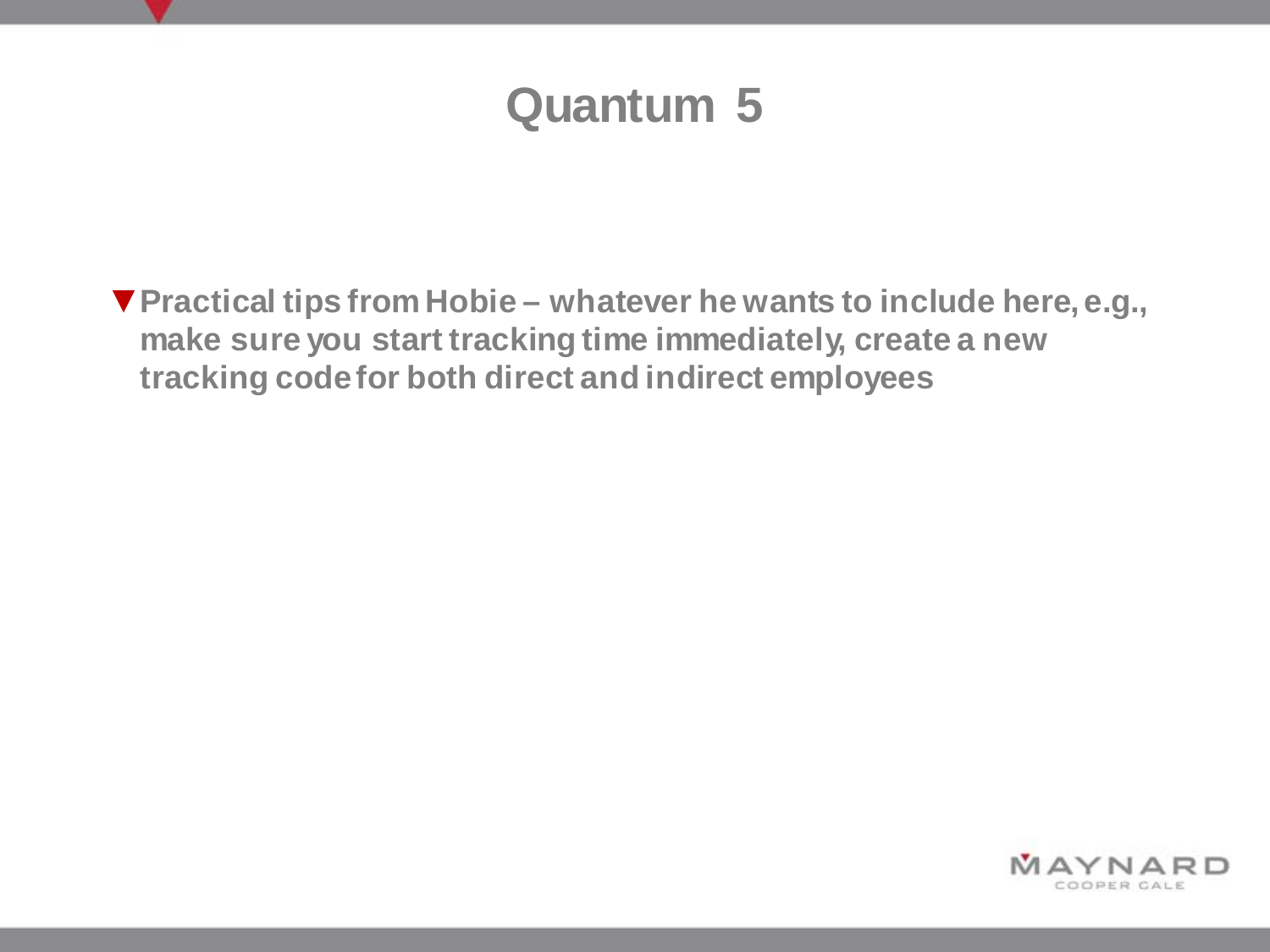# Quantum 5

- Practical tips from Hobie – whatever he wants to include here, e.g., make sure you start tracking time immediately, create a new tracking code for both direct and indirect employees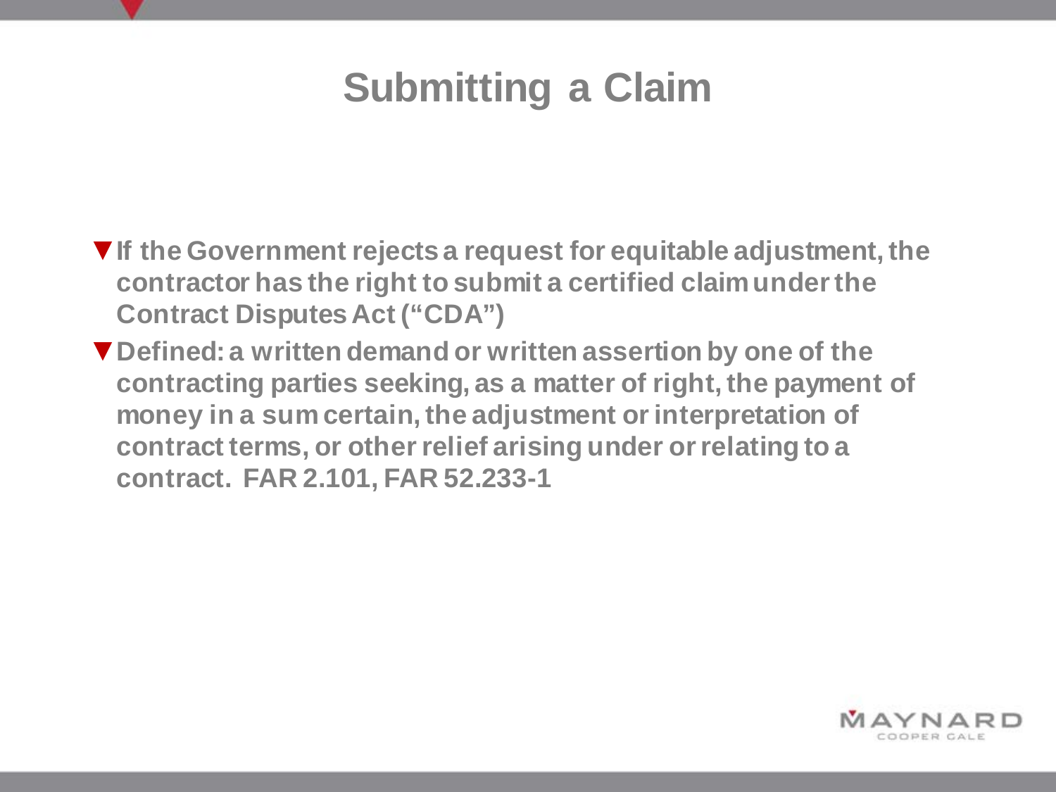# Submitting a Claim

- **If the Government rejects a request for equitable adjustment, the contractor has the right to submit a certified claim under the Contract Disputes Act ("CDA")**
- **Defined: a written demand or written assertion by one of the contracting parties seeking, as a matter of right, the payment of money in a sum certain, the adjustment or interpretation of contract terms, or other relief arising under or relating to a contract. FAR 2.101, FAR 52.233-1**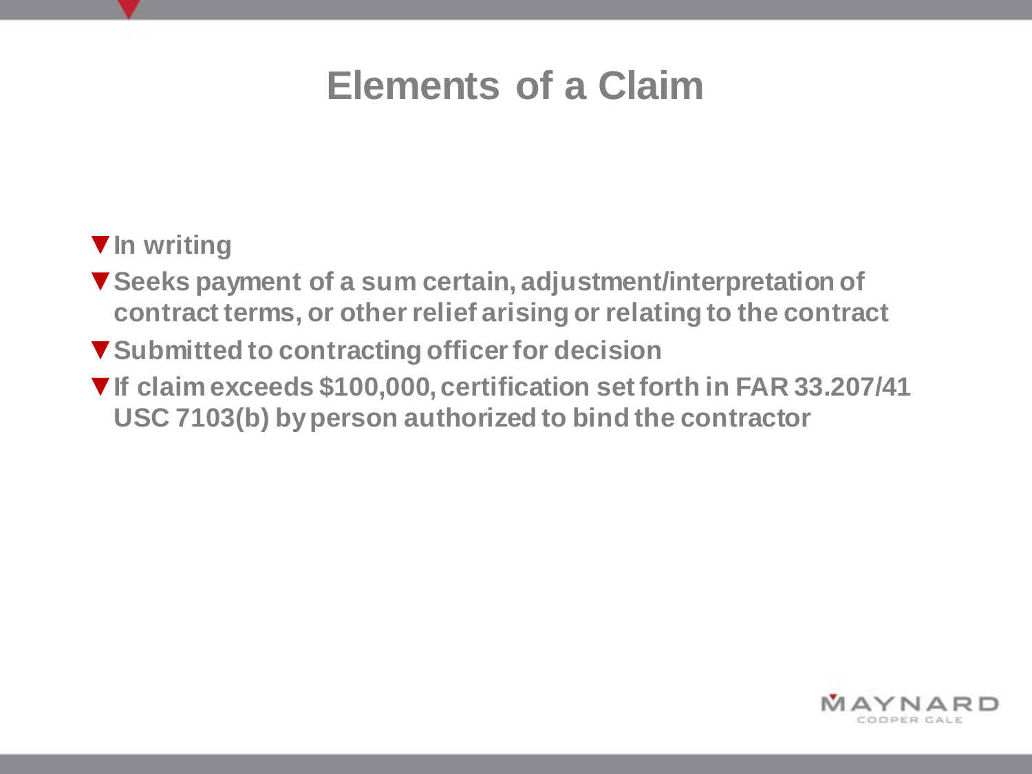# Elements of a Claim

- In writing
- Seeks payment of a sum certain, adjustment/interpretation of contract terms, or other relief arising or relating to the contract
- Submitted to contracting officer for decision
- If claim exceeds $100,000, certification set forth in FAR 33.207/41 USC 7103(b) by person authorized to bind the contractor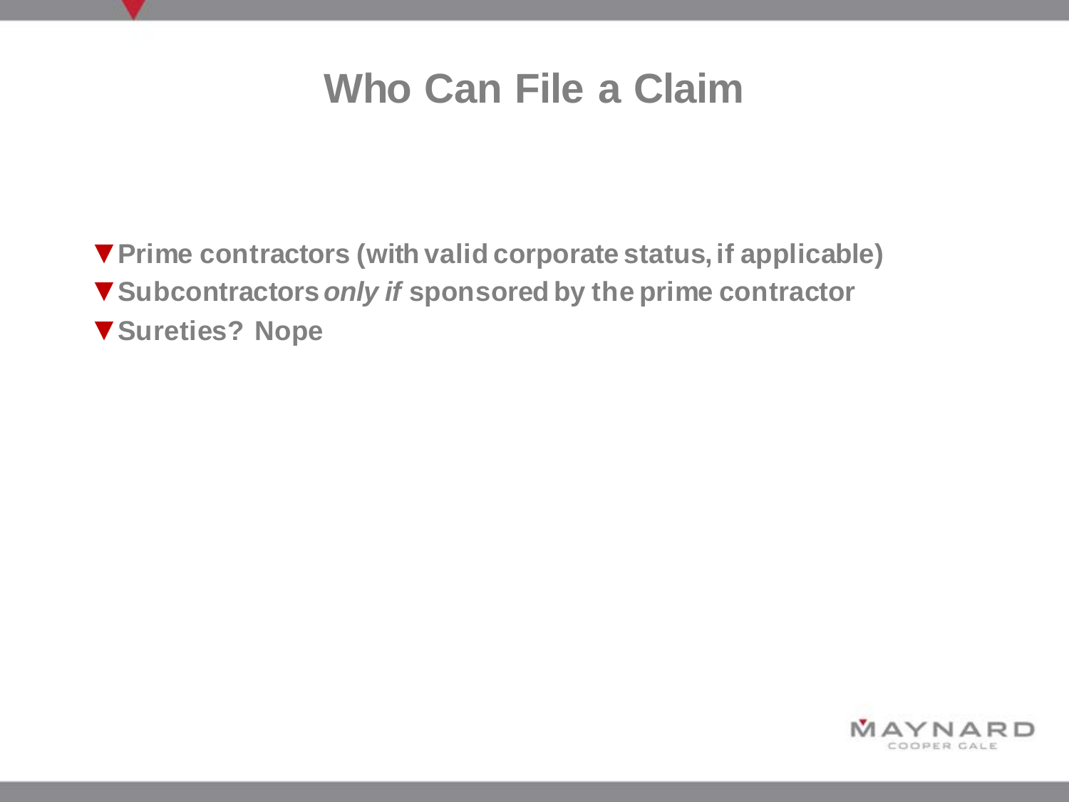# Who Can File a Claim

- **Prime contractors (with valid corporate status, if applicable)**
- **Subcontractors *only if* sponsored by the prime contractor**
- **Sureties? Nope**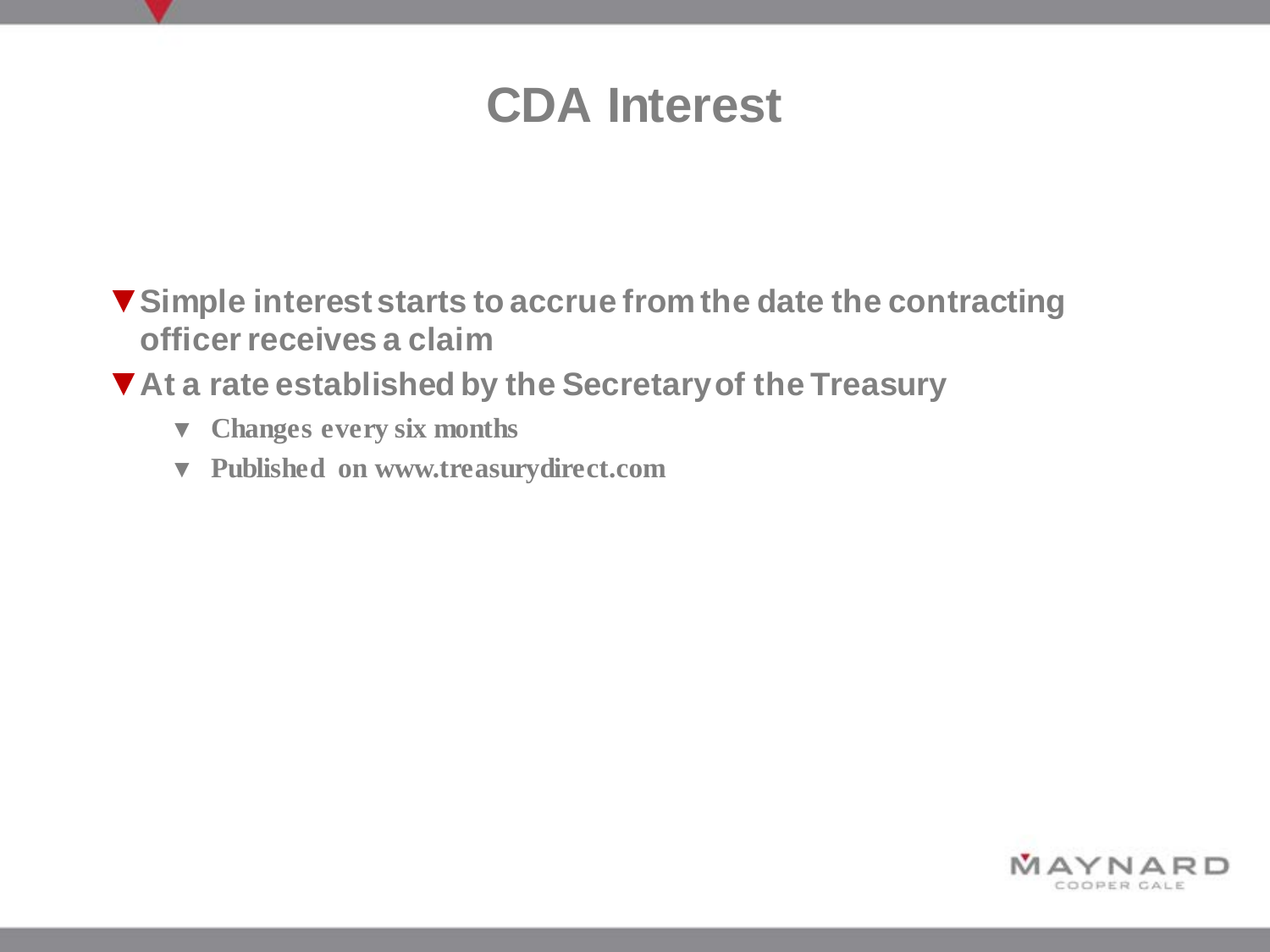# CDA Interest

- Simple interest starts to accrue from the date the contracting officer receives a claim
- At a rate established by the Secretary of the Treasury
  - Changes every six months
  - Published on www.treasurydirect.com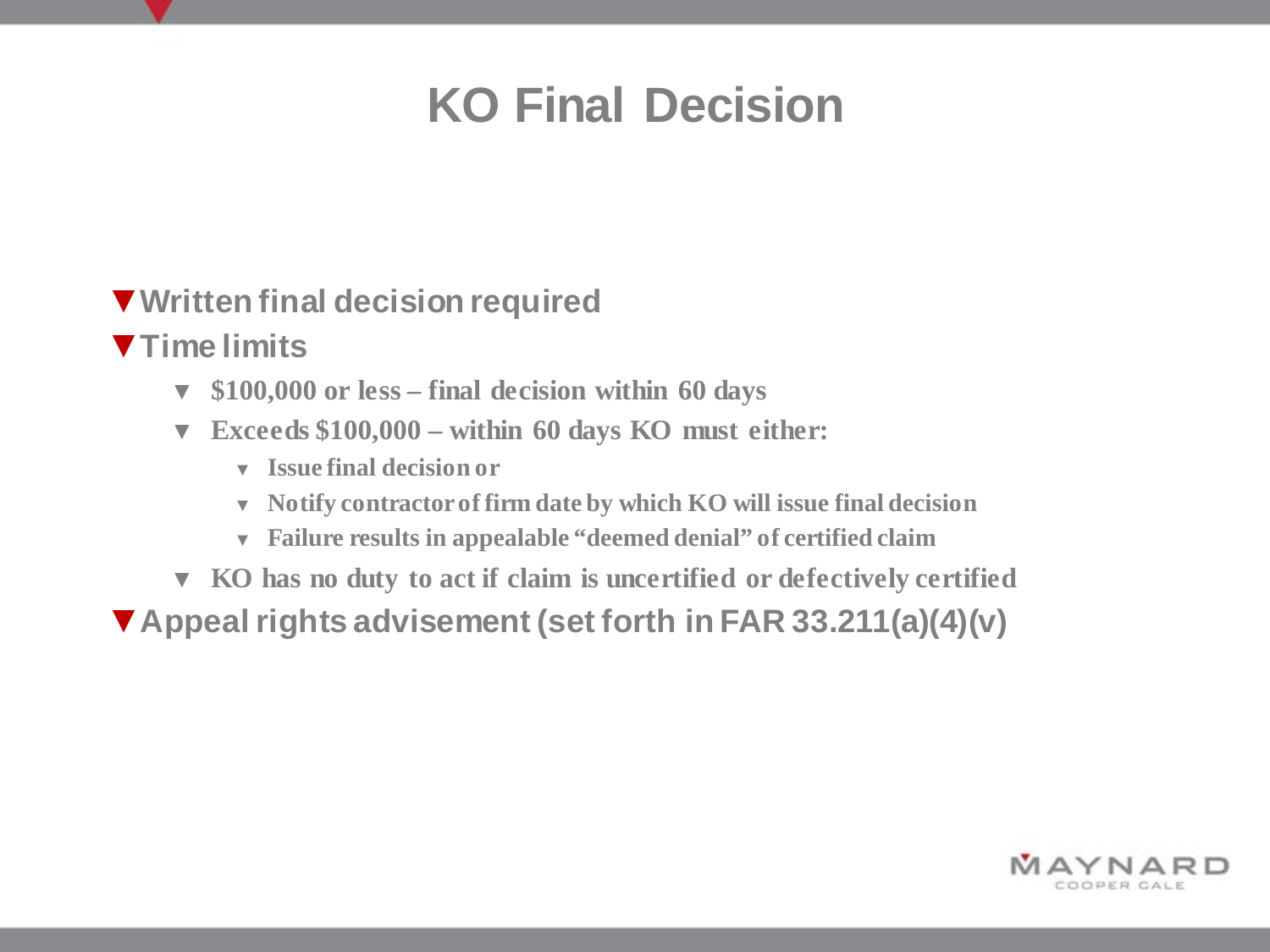# KO Final Decision

- Written final decision required
- Time limits
  - \$100,000 or less – final decision within 60 days
  - Exceeds \$100,000 – within 60 days KO must either:
    - Issue final decision or
    - Notify contractor of firm date by which KO will issue final decision
    - Failure results in appealable "deemed denial" of certified claim
  - KO has no duty to act if claim is uncertified or defectively certified
- Appeal rights advisement (set forth in FAR 33.211(a)(4)(v)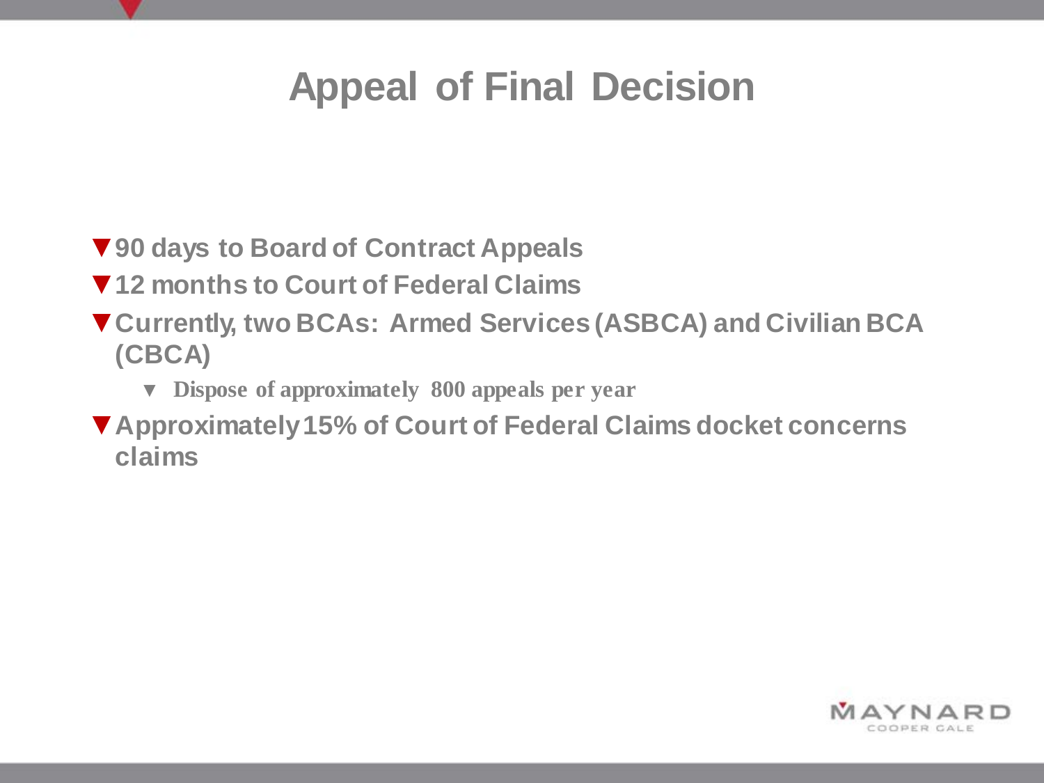# Appeal of Final Decision

- 90 days to Board of Contract Appeals
- 12 months to Court of Federal Claims
- Currently, two BCAs: Armed Services (ASBCA) and Civilian BCA (CBCA)
  - Dispose of approximately 800 appeals per year
- Approximately 15% of Court of Federal Claims docket concerns claims